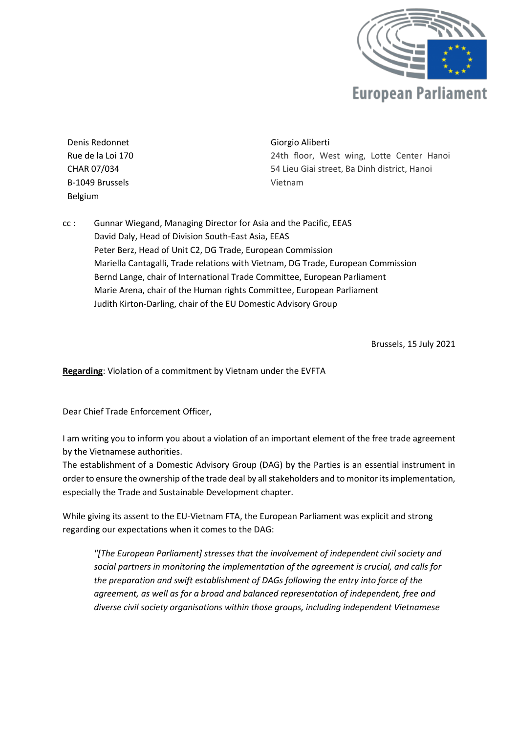European Parliament

Denis Redonnet
Rue de la Loi 170
CHAR 07/034
B-1049 Brussels
Belgium

Giorgio Aliberti
24th floor, West wing, Lotte Center Hanoi
54 Lieu Giai street, Ba Dinh district, Hanoi
Vietnam

cc : Gunnar Wiegand, Managing Director for Asia and the Pacific, EEAS
David Daly, Head of Division South-East Asia, EEAS
Peter Berz, Head of Unit C2, DG Trade, European Commission
Mariella Cantagalli, Trade relations with Vietnam, DG Trade, European Commission
Bernd Lange, chair of International Trade Committee, European Parliament
Marie Arena, chair of the Human rights Committee, European Parliament
Judith Kirton-Darling, chair of the EU Domestic Advisory Group

Brussels, 15 July 2021

**Regarding**: Violation of a commitment by Vietnam under the EVFTA

Dear Chief Trade Enforcement Officer,

I am writing you to inform you about a violation of an important element of the free trade agreement by the Vietnamese authorities.
The establishment of a Domestic Advisory Group (DAG) by the Parties is an essential instrument in order to ensure the ownership of the trade deal by all stakeholders and to monitor its implementation, especially the Trade and Sustainable Development chapter.

While giving its assent to the EU-Vietnam FTA, the European Parliament was explicit and strong regarding our expectations when it comes to the DAG:

> *"[The European Parliament] stresses that the involvement of independent civil society and social partners in monitoring the implementation of the agreement is crucial, and calls for the preparation and swift establishment of DAGs following the entry into force of the agreement, as well as for a broad and balanced representation of independent, free and diverse civil society organisations within those groups, including independent Vietnamese*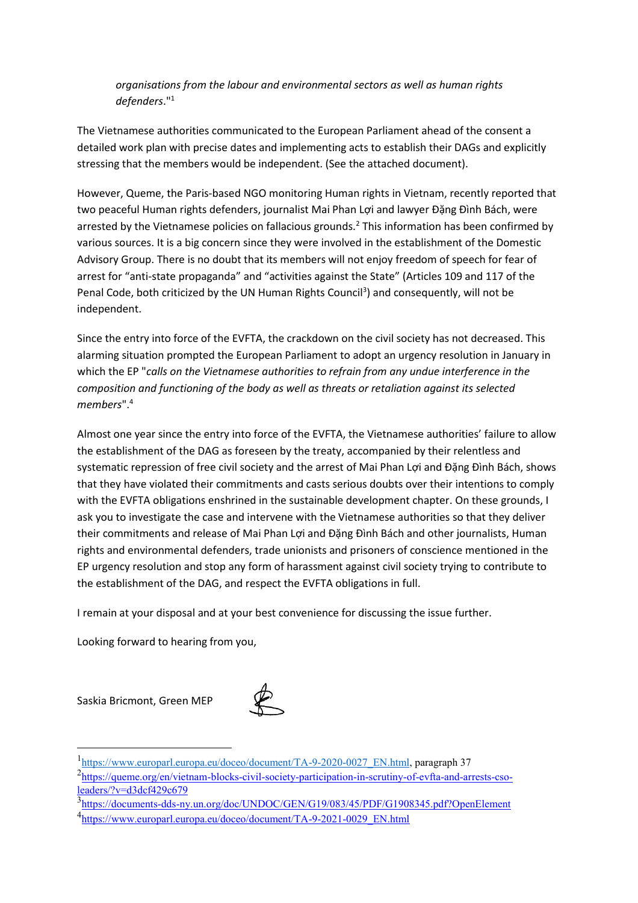*organisations from the labour and environmental sectors as well as human rights defenders*."[1]

The Vietnamese authorities communicated to the European Parliament ahead of the consent a detailed work plan with precise dates and implementing acts to establish their DAGs and explicitly stressing that the members would be independent. (See the attached document).

However, Queme, the Paris-based NGO monitoring Human rights in Vietnam, recently reported that two peaceful Human rights defenders, journalist Mai Phan Lợi and lawyer Đặng Đình Bách, were arrested by the Vietnamese policies on fallacious grounds.[2] This information has been confirmed by various sources. It is a big concern since they were involved in the establishment of the Domestic Advisory Group. There is no doubt that its members will not enjoy freedom of speech for fear of arrest for "anti-state propaganda" and "activities against the State" (Articles 109 and 117 of the Penal Code, both criticized by the UN Human Rights Council[3]) and consequently, will not be independent.

Since the entry into force of the EVFTA, the crackdown on the civil society has not decreased. This alarming situation prompted the European Parliament to adopt an urgency resolution in January in which the EP "*calls on the Vietnamese authorities to refrain from any undue interference in the composition and functioning of the body as well as threats or retaliation against its selected members*".[4]

Almost one year since the entry into force of the EVFTA, the Vietnamese authorities' failure to allow the establishment of the DAG as foreseen by the treaty, accompanied by their relentless and systematic repression of free civil society and the arrest of Mai Phan Lợi and Đặng Đình Bách, shows that they have violated their commitments and casts serious doubts over their intentions to comply with the EVFTA obligations enshrined in the sustainable development chapter. On these grounds, I ask you to investigate the case and intervene with the Vietnamese authorities so that they deliver their commitments and release of Mai Phan Lợi and Đặng Đình Bách and other journalists, Human rights and environmental defenders, trade unionists and prisoners of conscience mentioned in the EP urgency resolution and stop any form of harassment against civil society trying to contribute to the establishment of the DAG, and respect the EVFTA obligations in full.

I remain at your disposal and at your best convenience for discussing the issue further.

Looking forward to hearing from you,

Saskia Bricmont, Green MEP

---

[1] https://www.europarl.europa.eu/doceo/document/TA-9-2020-0027_EN.html, paragraph 37

[2] https://queme.org/en/vietnam-blocks-civil-society-participation-in-scrutiny-of-evfta-and-arrests-cso-leaders/?v=d3dcf429c679

[3] https://documents-dds-ny.un.org/doc/UNDOC/GEN/G19/083/45/PDF/G1908345.pdf?OpenElement

[4] https://www.europarl.europa.eu/doceo/document/TA-9-2021-0029_EN.html